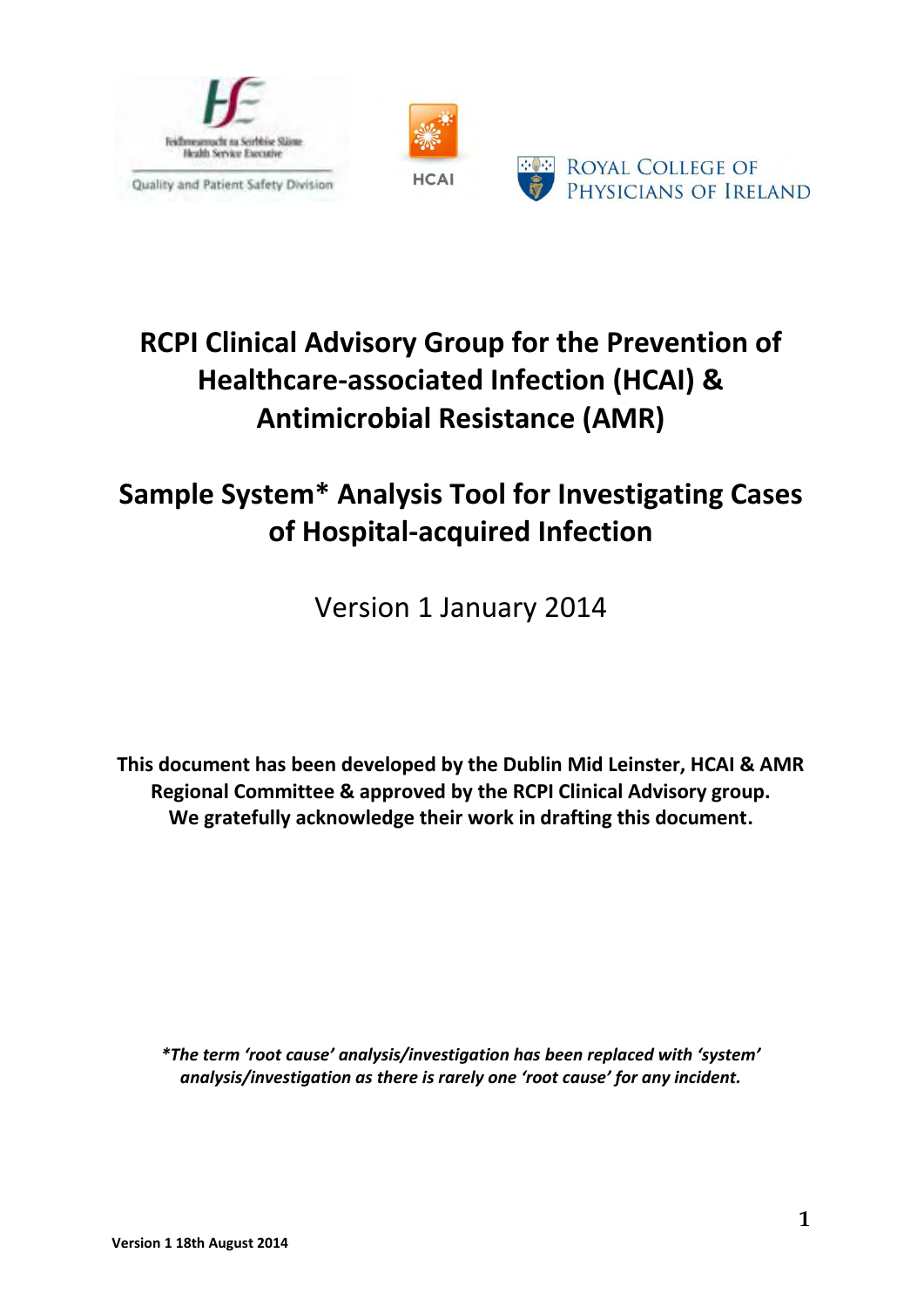# RCPI Clinical Advisory Group for the Prevention of Healthcare-associated Infection (HCAI) & Antimicrobial Resistance (AMR)

## Sample System* Analysis Tool for Investigating Cases of Hospital-acquired Infection

Version 1 January 2014

**This document has been developed by the Dublin Mid Leinster, HCAI & AMR Regional Committee & approved by the RCPI Clinical Advisory group. We gratefully acknowledge their work in drafting this document.**

***The term 'root cause' analysis/investigation has been replaced with 'system' analysis/investigation as there is rarely one 'root cause' for any incident.***

**Version 1 18th August 2014**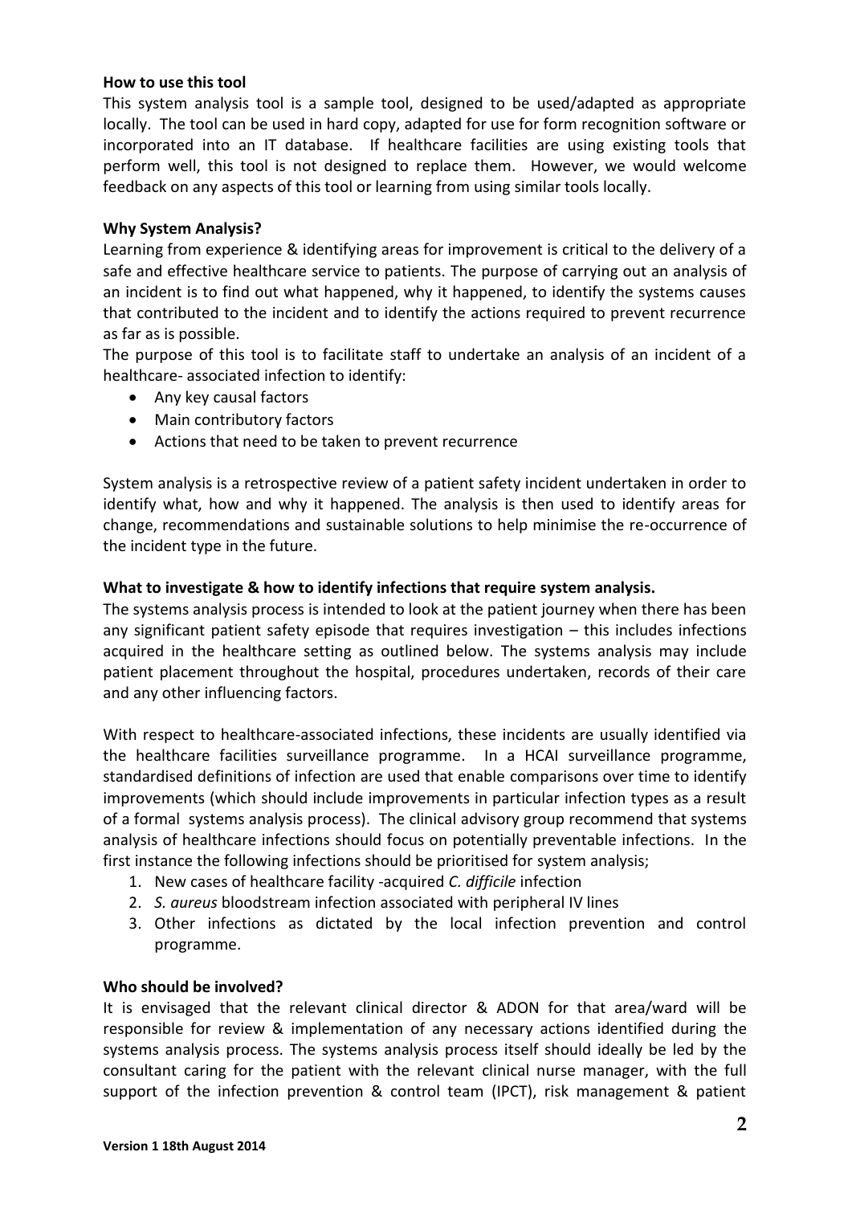**How to use this tool**

This system analysis tool is a sample tool, designed to be used/adapted as appropriate locally. The tool can be used in hard copy, adapted for use for form recognition software or incorporated into an IT database. If healthcare facilities are using existing tools that perform well, this tool is not designed to replace them. However, we would welcome feedback on any aspects of this tool or learning from using similar tools locally.

**Why System Analysis?**

Learning from experience & identifying areas for improvement is critical to the delivery of a safe and effective healthcare service to patients. The purpose of carrying out an analysis of an incident is to find out what happened, why it happened, to identify the systems causes that contributed to the incident and to identify the actions required to prevent recurrence as far as is possible.

The purpose of this tool is to facilitate staff to undertake an analysis of an incident of a healthcare- associated infection to identify:

- Any key causal factors
- Main contributory factors
- Actions that need to be taken to prevent recurrence

System analysis is a retrospective review of a patient safety incident undertaken in order to identify what, how and why it happened. The analysis is then used to identify areas for change, recommendations and sustainable solutions to help minimise the re-occurrence of the incident type in the future.

**What to investigate & how to identify infections that require system analysis.**

The systems analysis process is intended to look at the patient journey when there has been any significant patient safety episode that requires investigation – this includes infections acquired in the healthcare setting as outlined below. The systems analysis may include patient placement throughout the hospital, procedures undertaken, records of their care and any other influencing factors.

With respect to healthcare-associated infections, these incidents are usually identified via the healthcare facilities surveillance programme. In a HCAI surveillance programme, standardised definitions of infection are used that enable comparisons over time to identify improvements (which should include improvements in particular infection types as a result of a formal systems analysis process). The clinical advisory group recommend that systems analysis of healthcare infections should focus on potentially preventable infections. In the first instance the following infections should be prioritised for system analysis;

1. New cases of healthcare facility -acquired *C. difficile* infection
2. *S. aureus* bloodstream infection associated with peripheral IV lines
3. Other infections as dictated by the local infection prevention and control programme.

**Who should be involved?**

It is envisaged that the relevant clinical director & ADON for that area/ward will be responsible for review & implementation of any necessary actions identified during the systems analysis process. The systems analysis process itself should ideally be led by the consultant caring for the patient with the relevant clinical nurse manager, with the full support of the infection prevention & control team (IPCT), risk management & patient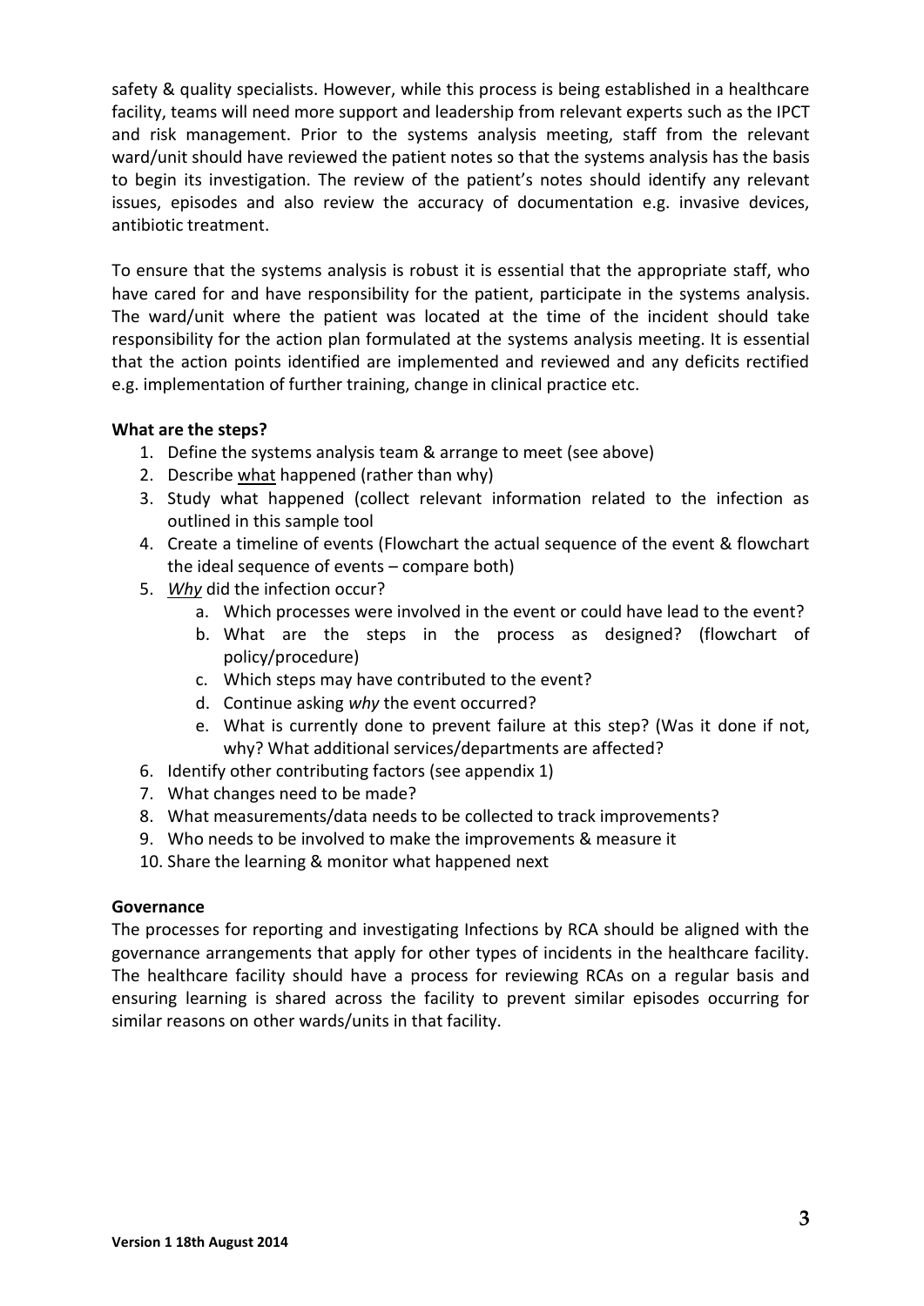safety & quality specialists. However, while this process is being established in a healthcare facility, teams will need more support and leadership from relevant experts such as the IPCT and risk management. Prior to the systems analysis meeting, staff from the relevant ward/unit should have reviewed the patient notes so that the systems analysis has the basis to begin its investigation. The review of the patient's notes should identify any relevant issues, episodes and also review the accuracy of documentation e.g. invasive devices, antibiotic treatment.

To ensure that the systems analysis is robust it is essential that the appropriate staff, who have cared for and have responsibility for the patient, participate in the systems analysis. The ward/unit where the patient was located at the time of the incident should take responsibility for the action plan formulated at the systems analysis meeting. It is essential that the action points identified are implemented and reviewed and any deficits rectified e.g. implementation of further training, change in clinical practice etc.

**What are the steps?**

1. Define the systems analysis team & arrange to meet (see above)
2. Describe what happened (rather than why)
3. Study what happened (collect relevant information related to the infection as outlined in this sample tool
4. Create a timeline of events (Flowchart the actual sequence of the event & flowchart the ideal sequence of events – compare both)
5. *Why* did the infection occur?
   a. Which processes were involved in the event or could have lead to the event?
   b. What are the steps in the process as designed? (flowchart of policy/procedure)
   c. Which steps may have contributed to the event?
   d. Continue asking *why* the event occurred?
   e. What is currently done to prevent failure at this step? (Was it done if not, why? What additional services/departments are affected?
6. Identify other contributing factors (see appendix 1)
7. What changes need to be made?
8. What measurements/data needs to be collected to track improvements?
9. Who needs to be involved to make the improvements & measure it
10. Share the learning & monitor what happened next

**Governance**

The processes for reporting and investigating Infections by RCA should be aligned with the governance arrangements that apply for other types of incidents in the healthcare facility. The healthcare facility should have a process for reviewing RCAs on a regular basis and ensuring learning is shared across the facility to prevent similar episodes occurring for similar reasons on other wards/units in that facility.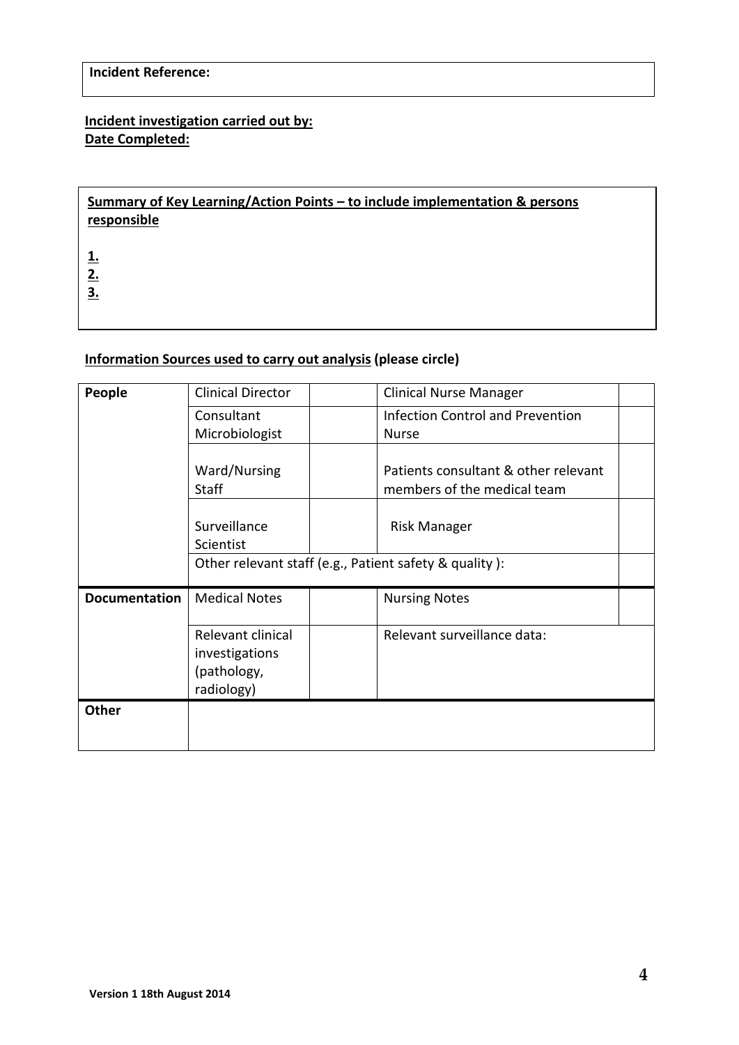| **Incident Reference:** |
|---|

**Incident investigation carried out by:**
**Date Completed:**

| **Summary of Key Learning/Action Points – to include implementation & persons responsible**<br><br>**1.**<br>**2.**<br>**3.** |
|---|

**Information Sources used to carry out analysis (please circle)**

| | | | | |
|---|---|---|---|---|
| **People** | Clinical Director | | Clinical Nurse Manager | |
| | Consultant Microbiologist | | Infection Control and Prevention Nurse | |
| | Ward/Nursing Staff | | Patients consultant & other relevant members of the medical team | |
| | Surveillance Scientist | | Risk Manager | |
| | Other relevant staff (e.g., Patient safety & quality ): | | | |
| **Documentation** | Medical Notes | | Nursing Notes | |
| | Relevant clinical investigations (pathology, radiology) | | Relevant surveillance data: | |
| **Other** | | | | |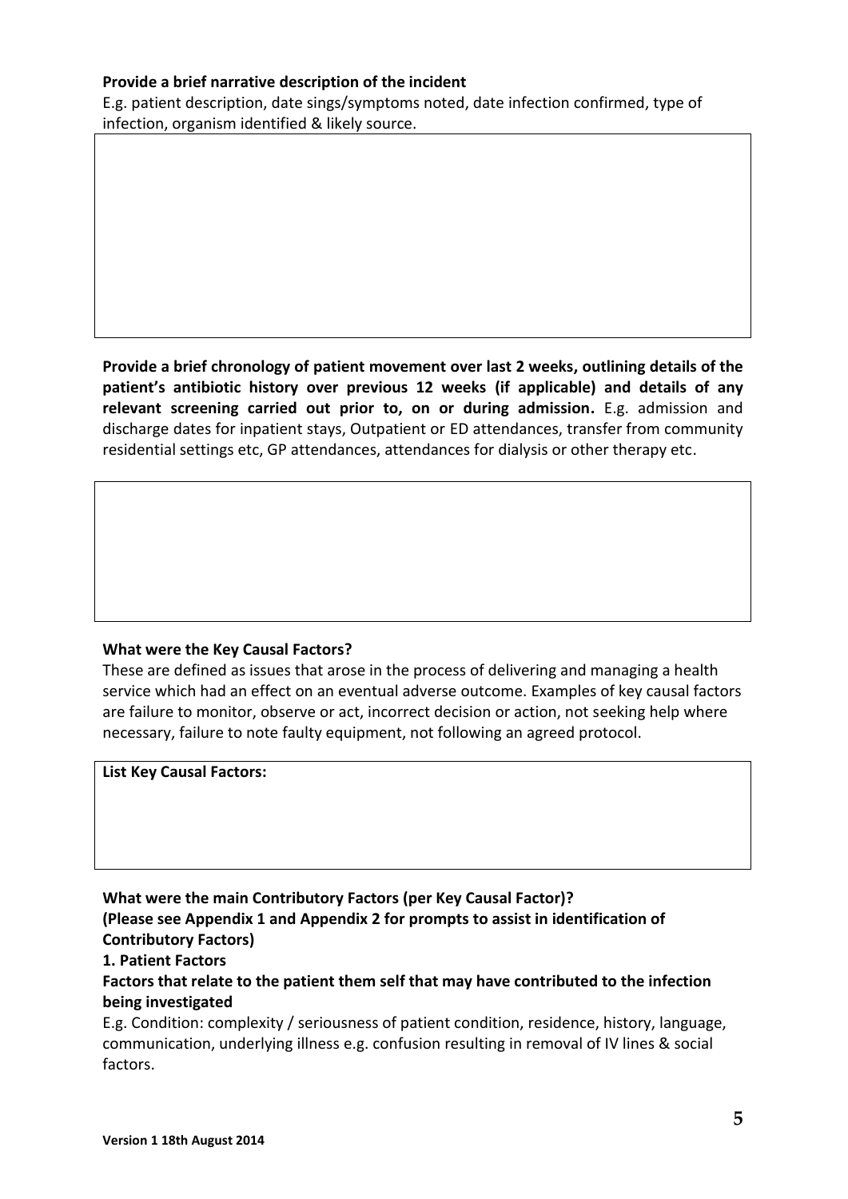**Provide a brief narrative description of the incident**

E.g. patient description, date sings/symptoms noted, date infection confirmed, type of infection, organism identified & likely source.

**Provide a brief chronology of patient movement over last 2 weeks, outlining details of the patient's antibiotic history over previous 12 weeks (if applicable) and details of any relevant screening carried out prior to, on or during admission.** E.g. admission and discharge dates for inpatient stays, Outpatient or ED attendances, transfer from community residential settings etc, GP attendances, attendances for dialysis or other therapy etc.

**What were the Key Causal Factors?**

These are defined as issues that arose in the process of delivering and managing a health service which had an effect on an eventual adverse outcome. Examples of key causal factors are failure to monitor, observe or act, incorrect decision or action, not seeking help where necessary, failure to note faulty equipment, not following an agreed protocol.

**List Key Causal Factors:**

**What were the main Contributory Factors (per Key Causal Factor)?**
**(Please see Appendix 1 and Appendix 2 for prompts to assist in identification of Contributory Factors)**

**1. Patient Factors**

**Factors that relate to the patient them self that may have contributed to the infection being investigated**

E.g. Condition: complexity / seriousness of patient condition, residence, history, language, communication, underlying illness e.g. confusion resulting in removal of IV lines & social factors.

**Version 1 18th August 2014**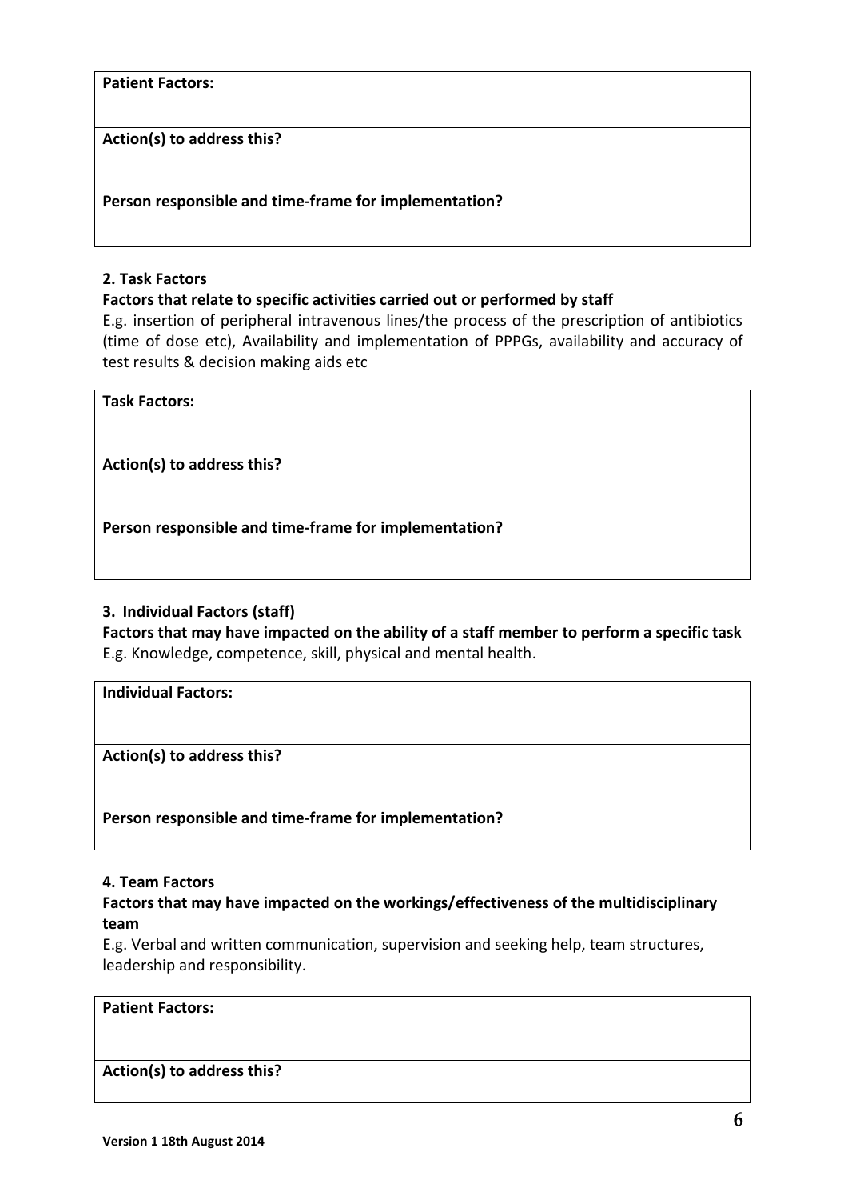| **Patient Factors:** |
|---|
| **Action(s) to address this?**<br><br>**Person responsible and time-frame for implementation?** |

**2. Task Factors**

**Factors that relate to specific activities carried out or performed by staff**

E.g. insertion of peripheral intravenous lines/the process of the prescription of antibiotics (time of dose etc), Availability and implementation of PPPGs, availability and accuracy of test results & decision making aids etc

| **Task Factors:** |
|---|
| **Action(s) to address this?**<br><br>**Person responsible and time-frame for implementation?** |

**3. Individual Factors (staff)**

**Factors that may have impacted on the ability of a staff member to perform a specific task**

E.g. Knowledge, competence, skill, physical and mental health.

| **Individual Factors:** |
|---|
| **Action(s) to address this?**<br><br>**Person responsible and time-frame for implementation?** |

**4. Team Factors**

**Factors that may have impacted on the workings/effectiveness of the multidisciplinary team**

E.g. Verbal and written communication, supervision and seeking help, team structures, leadership and responsibility.

| **Patient Factors:** |
|---|
| **Action(s) to address this?** |

**Version 1 18th August 2014**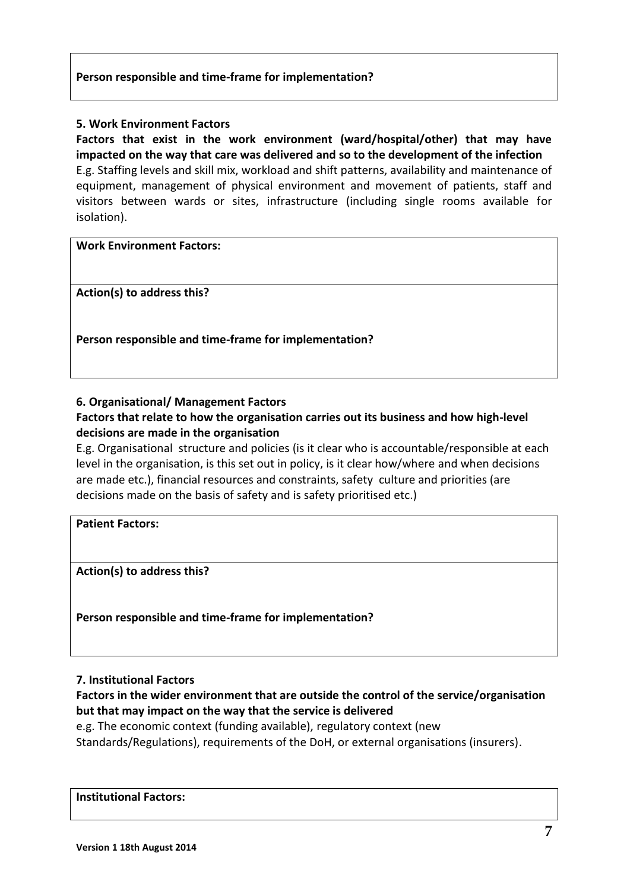| Person responsible and time-frame for implementation? |
|---|

**5. Work Environment Factors**

**Factors that exist in the work environment (ward/hospital/other) that may have impacted on the way that care was delivered and so to the development of the infection**

E.g. Staffing levels and skill mix, workload and shift patterns, availability and maintenance of equipment, management of physical environment and movement of patients, staff and visitors between wards or sites, infrastructure (including single rooms available for isolation).

| Work Environment Factors: |
|---|
| **Action(s) to address this?**<br><br>**Person responsible and time-frame for implementation?** |

**6. Organisational/ Management Factors**

**Factors that relate to how the organisation carries out its business and how high-level decisions are made in the organisation**

E.g. Organisational structure and policies (is it clear who is accountable/responsible at each level in the organisation, is this set out in policy, is it clear how/where and when decisions are made etc.), financial resources and constraints, safety culture and priorities (are decisions made on the basis of safety and is safety prioritised etc.)

| Patient Factors: |
|---|
| **Action(s) to address this?**<br><br>**Person responsible and time-frame for implementation?** |

**7. Institutional Factors**

**Factors in the wider environment that are outside the control of the service/organisation but that may impact on the way that the service is delivered**

e.g. The economic context (funding available), regulatory context (new Standards/Regulations), requirements of the DoH, or external organisations (insurers).

| Institutional Factors: |
|---|

Version 1 18th August 2014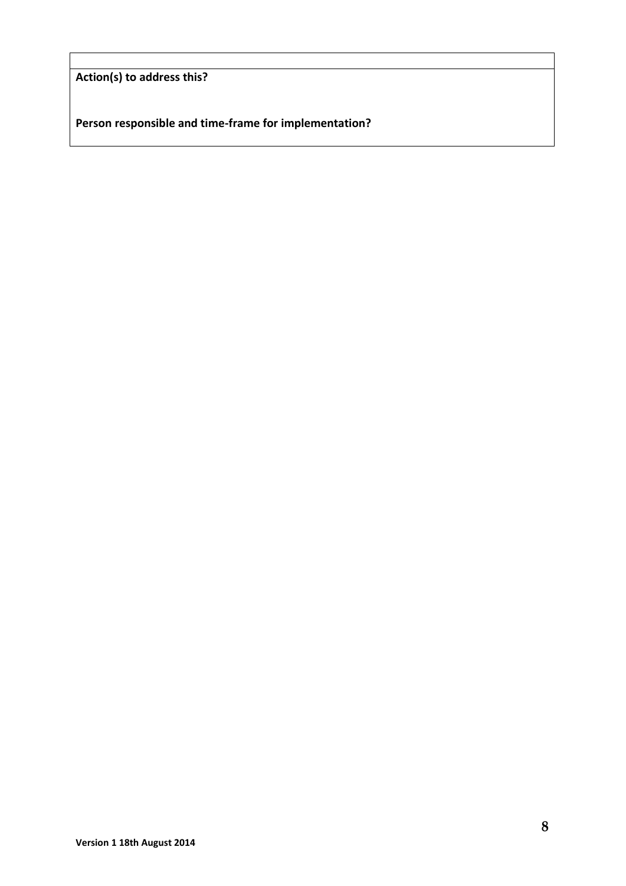| |
|---|
| **Action(s) to address this?**<br><br>**Person responsible and time-frame for implementation?** |

**Version 1 18th August 2014**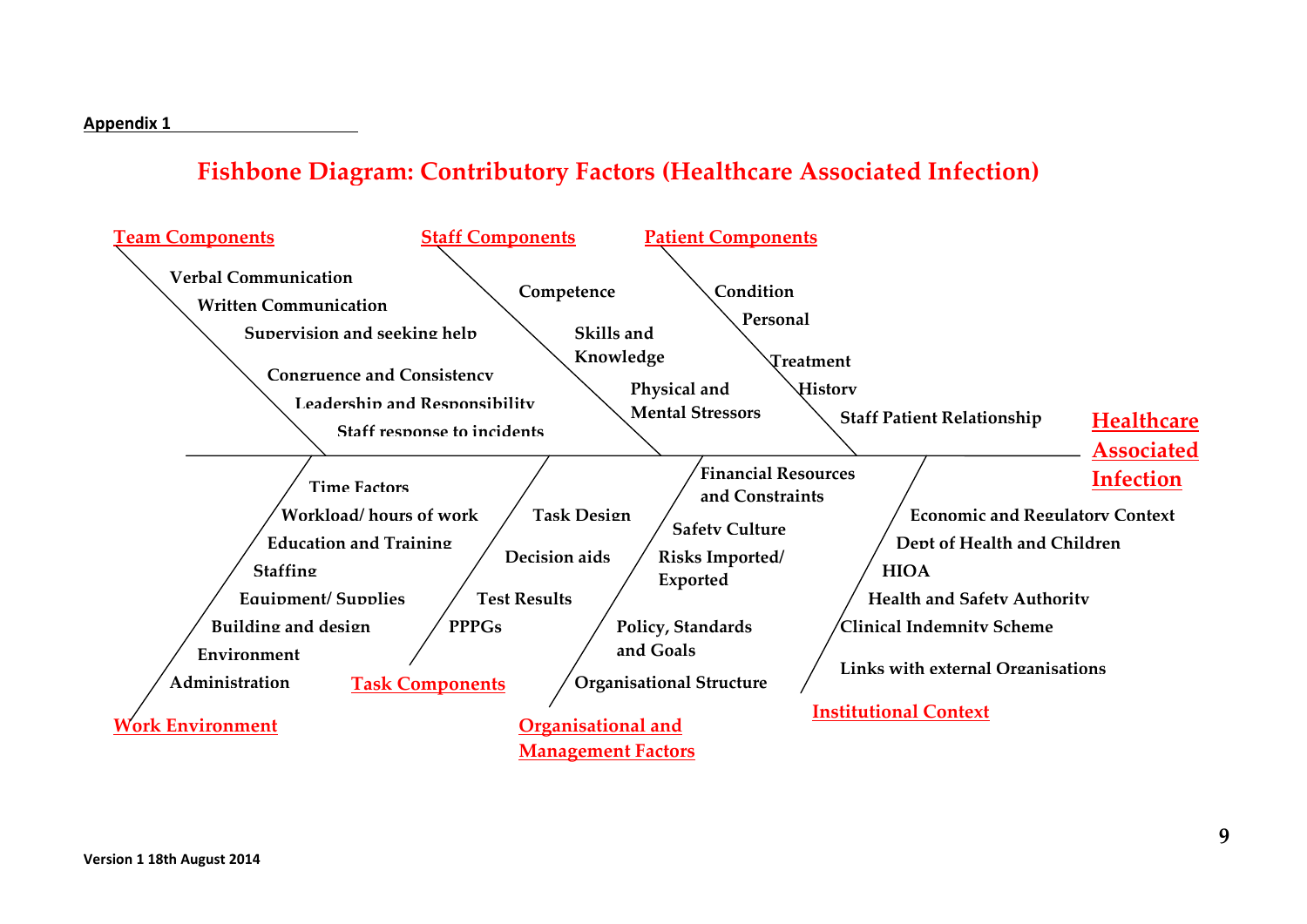**Appendix 1**

# Fishbone Diagram: Contributory Factors (Healthcare Associated Infection)

**Healthcare Associated Infection**

### Team Components
- Verbal Communication
- Written Communication
- Supervision and seeking help
- Congruence and Consistency
- Leadership and Responsibility
- Staff response to incidents

### Staff Components
- Competence
- Skills and Knowledge
- Physical and Mental Stressors

### Patient Components
- Condition
- Personal
- Treatment
- History
- Staff Patient Relationship

### Work Environment
- Time Factors
- Workload/ hours of work
- Education and Training
- Staffing
- Equipment/ Supplies
- Building and design
- Environment
- Administration

### Task Components
- Task Design
- Decision aids
- Test Results
- PPPGs

### Organisational and Management Factors
- Financial Resources and Constraints
- Safety Culture
- Risks Imported/ Exported
- Policy, Standards and Goals
- Organisational Structure

### Institutional Context
- Economic and Regulatory Context
- Dept of Health and Children
- HIQA
- Health and Safety Authority
- Clinical Indemnity Scheme
- Links with external Organisations

Version 1 18th August 2014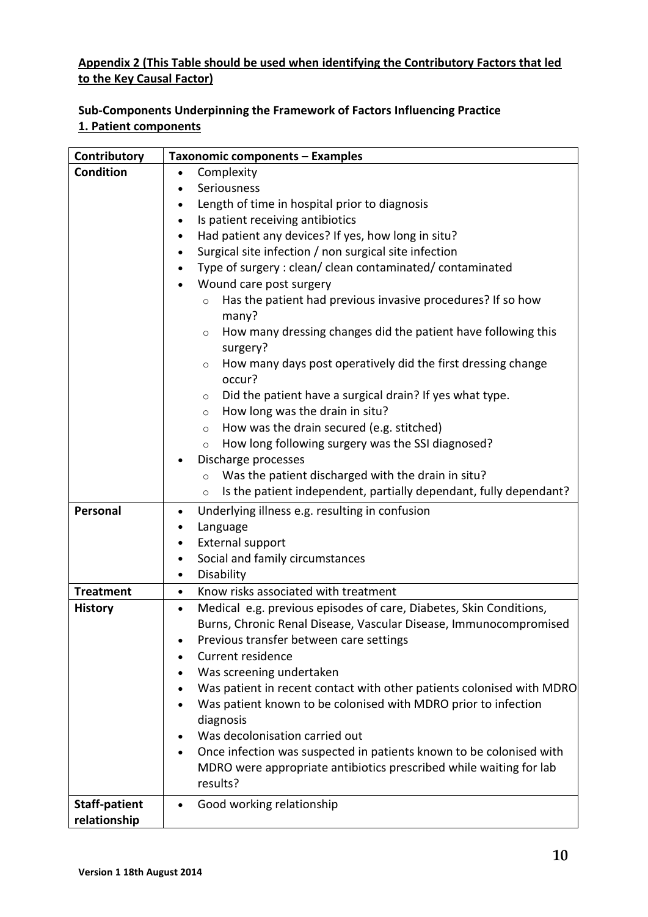**<u>Appendix 2 (This Table should be used when identifying the Contributory Factors that led to the Key Causal Factor)</u>**

**Sub-Components Underpinning the Framework of Factors Influencing Practice**
**<u>1. Patient components</u>**

| Contributory | Taxonomic components – Examples |
|---|---|
| **Condition** | • Complexity<br>• Seriousness<br>• Length of time in hospital prior to diagnosis<br>• Is patient receiving antibiotics<br>• Had patient any devices? If yes, how long in situ?<br>• Surgical site infection / non surgical site infection<br>• Type of surgery : clean/ clean contaminated/ contaminated<br>• Wound care post surgery<br>&nbsp;&nbsp;&nbsp;&nbsp;○ Has the patient had previous invasive procedures? If so how many?<br>&nbsp;&nbsp;&nbsp;&nbsp;○ How many dressing changes did the patient have following this surgery?<br>&nbsp;&nbsp;&nbsp;&nbsp;○ How many days post operatively did the first dressing change occur?<br>&nbsp;&nbsp;&nbsp;&nbsp;○ Did the patient have a surgical drain? If yes what type.<br>&nbsp;&nbsp;&nbsp;&nbsp;○ How long was the drain in situ?<br>&nbsp;&nbsp;&nbsp;&nbsp;○ How was the drain secured (e.g. stitched)<br>&nbsp;&nbsp;&nbsp;&nbsp;○ How long following surgery was the SSI diagnosed?<br>• Discharge processes<br>&nbsp;&nbsp;&nbsp;&nbsp;○ Was the patient discharged with the drain in situ?<br>&nbsp;&nbsp;&nbsp;&nbsp;○ Is the patient independent, partially dependant, fully dependant? |
| **Personal** | • Underlying illness e.g. resulting in confusion<br>• Language<br>• External support<br>• Social and family circumstances<br>• Disability |
| **Treatment** | • Know risks associated with treatment |
| **History** | • Medical e.g. previous episodes of care, Diabetes, Skin Conditions, Burns, Chronic Renal Disease, Vascular Disease, Immunocompromised<br>• Previous transfer between care settings<br>• Current residence<br>• Was screening undertaken<br>• Was patient in recent contact with other patients colonised with MDRO<br>• Was patient known to be colonised with MDRO prior to infection diagnosis<br>• Was decolonisation carried out<br>• Once infection was suspected in patients known to be colonised with MDRO were appropriate antibiotics prescribed while waiting for lab results? |
| **Staff-patient relationship** | • Good working relationship |

**Version 1 18th August 2014**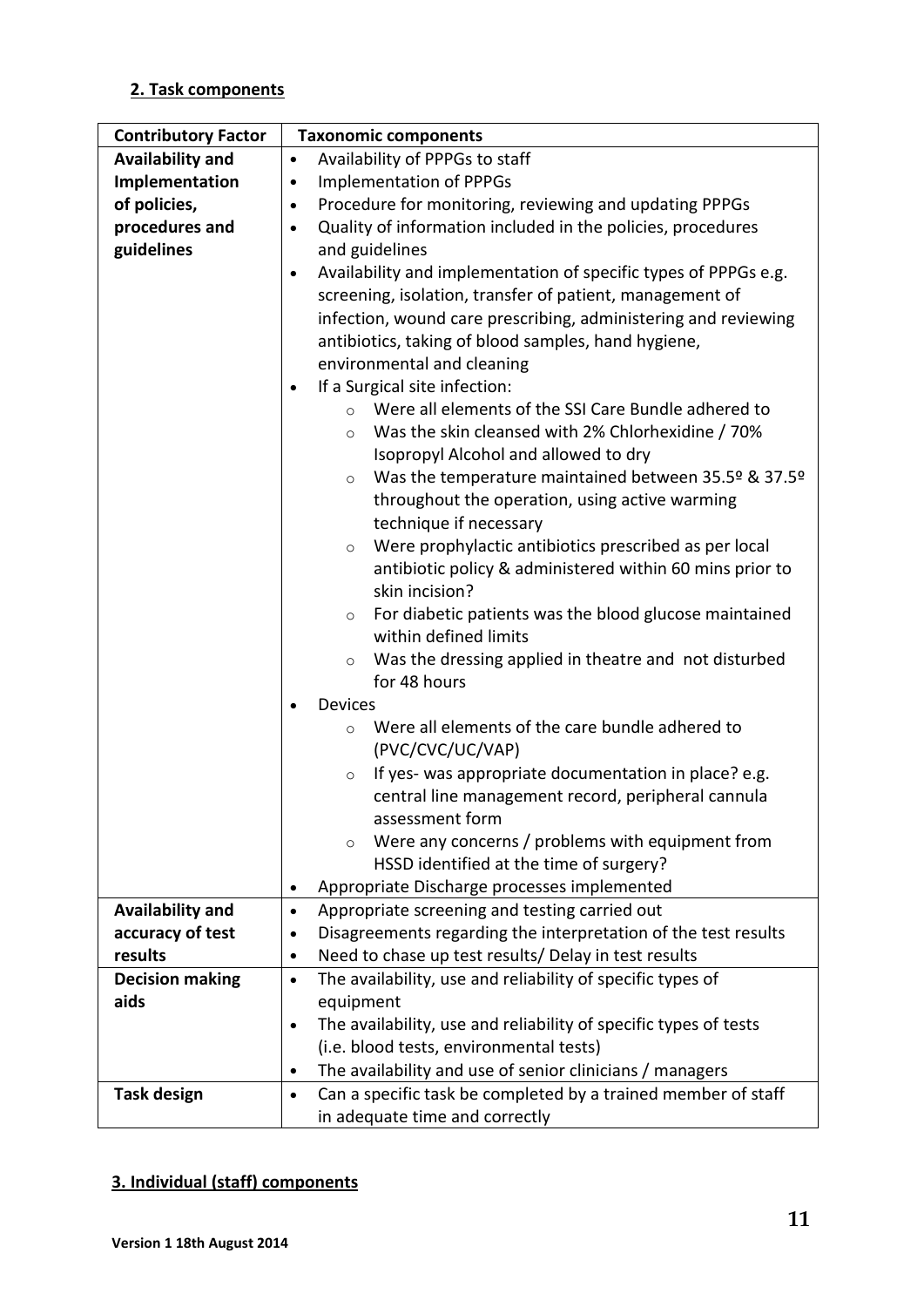## 2. Task components

| Contributory Factor | Taxonomic components |
|---|---|
| **Availability and Implementation of policies, procedures and guidelines** | • Availability of PPPGs to staff<br>• Implementation of PPPGs<br>• Procedure for monitoring, reviewing and updating PPPGs<br>• Quality of information included in the policies, procedures and guidelines<br>• Availability and implementation of specific types of PPPGs e.g. screening, isolation, transfer of patient, management of infection, wound care prescribing, administering and reviewing antibiotics, taking of blood samples, hand hygiene, environmental and cleaning<br>• If a Surgical site infection:<br>&nbsp;&nbsp;&nbsp;&nbsp;○ Were all elements of the SSI Care Bundle adhered to<br>&nbsp;&nbsp;&nbsp;&nbsp;○ Was the skin cleansed with 2% Chlorhexidine / 70% Isopropyl Alcohol and allowed to dry<br>&nbsp;&nbsp;&nbsp;&nbsp;○ Was the temperature maintained between 35.5º & 37.5º throughout the operation, using active warming technique if necessary<br>&nbsp;&nbsp;&nbsp;&nbsp;○ Were prophylactic antibiotics prescribed as per local antibiotic policy & administered within 60 mins prior to skin incision?<br>&nbsp;&nbsp;&nbsp;&nbsp;○ For diabetic patients was the blood glucose maintained within defined limits<br>&nbsp;&nbsp;&nbsp;&nbsp;○ Was the dressing applied in theatre and not disturbed for 48 hours<br>• Devices<br>&nbsp;&nbsp;&nbsp;&nbsp;○ Were all elements of the care bundle adhered to (PVC/CVC/UC/VAP)<br>&nbsp;&nbsp;&nbsp;&nbsp;○ If yes- was appropriate documentation in place? e.g. central line management record, peripheral cannula assessment form<br>&nbsp;&nbsp;&nbsp;&nbsp;○ Were any concerns / problems with equipment from HSSD identified at the time of surgery?<br>• Appropriate Discharge processes implemented |
| **Availability and accuracy of test results** | • Appropriate screening and testing carried out<br>• Disagreements regarding the interpretation of the test results<br>• Need to chase up test results/ Delay in test results |
| **Decision making aids** | • The availability, use and reliability of specific types of equipment<br>• The availability, use and reliability of specific types of tests (i.e. blood tests, environmental tests)<br>• The availability and use of senior clinicians / managers |
| **Task design** | • Can a specific task be completed by a trained member of staff in adequate time and correctly |

## 3. Individual (staff) components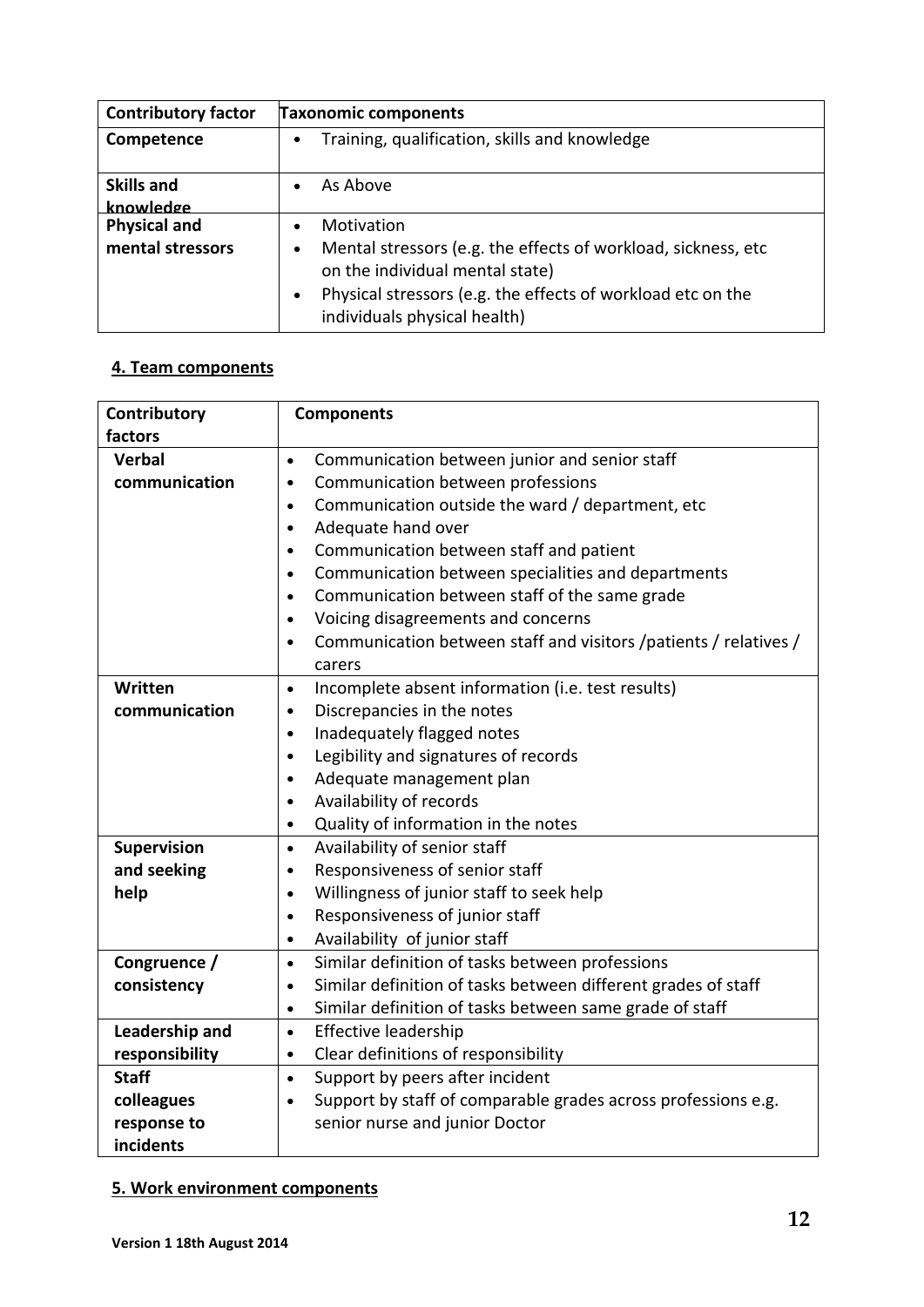| Contributory factor | Taxonomic components |
|---|---|
| **Competence** | • Training, qualification, skills and knowledge |
| **Skills and knowledge** | • As Above |
| **Physical and mental stressors** | • Motivation<br>• Mental stressors (e.g. the effects of workload, sickness, etc on the individual mental state)<br>• Physical stressors (e.g. the effects of workload etc on the individuals physical health) |

## 4. Team components

| Contributory factors | Components |
|---|---|
| **Verbal communication** | • Communication between junior and senior staff<br>• Communication between professions<br>• Communication outside the ward / department, etc<br>• Adequate hand over<br>• Communication between staff and patient<br>• Communication between specialities and departments<br>• Communication between staff of the same grade<br>• Voicing disagreements and concerns<br>• Communication between staff and visitors /patients / relatives / carers |
| **Written communication** | • Incomplete absent information (i.e. test results)<br>• Discrepancies in the notes<br>• Inadequately flagged notes<br>• Legibility and signatures of records<br>• Adequate management plan<br>• Availability of records<br>• Quality of information in the notes |
| **Supervision and seeking help** | • Availability of senior staff<br>• Responsiveness of senior staff<br>• Willingness of junior staff to seek help<br>• Responsiveness of junior staff<br>• Availability of junior staff |
| **Congruence / consistency** | • Similar definition of tasks between professions<br>• Similar definition of tasks between different grades of staff<br>• Similar definition of tasks between same grade of staff |
| **Leadership and responsibility** | • Effective leadership<br>• Clear definitions of responsibility |
| **Staff colleagues response to incidents** | • Support by peers after incident<br>• Support by staff of comparable grades across professions e.g. senior nurse and junior Doctor |

## 5. Work environment components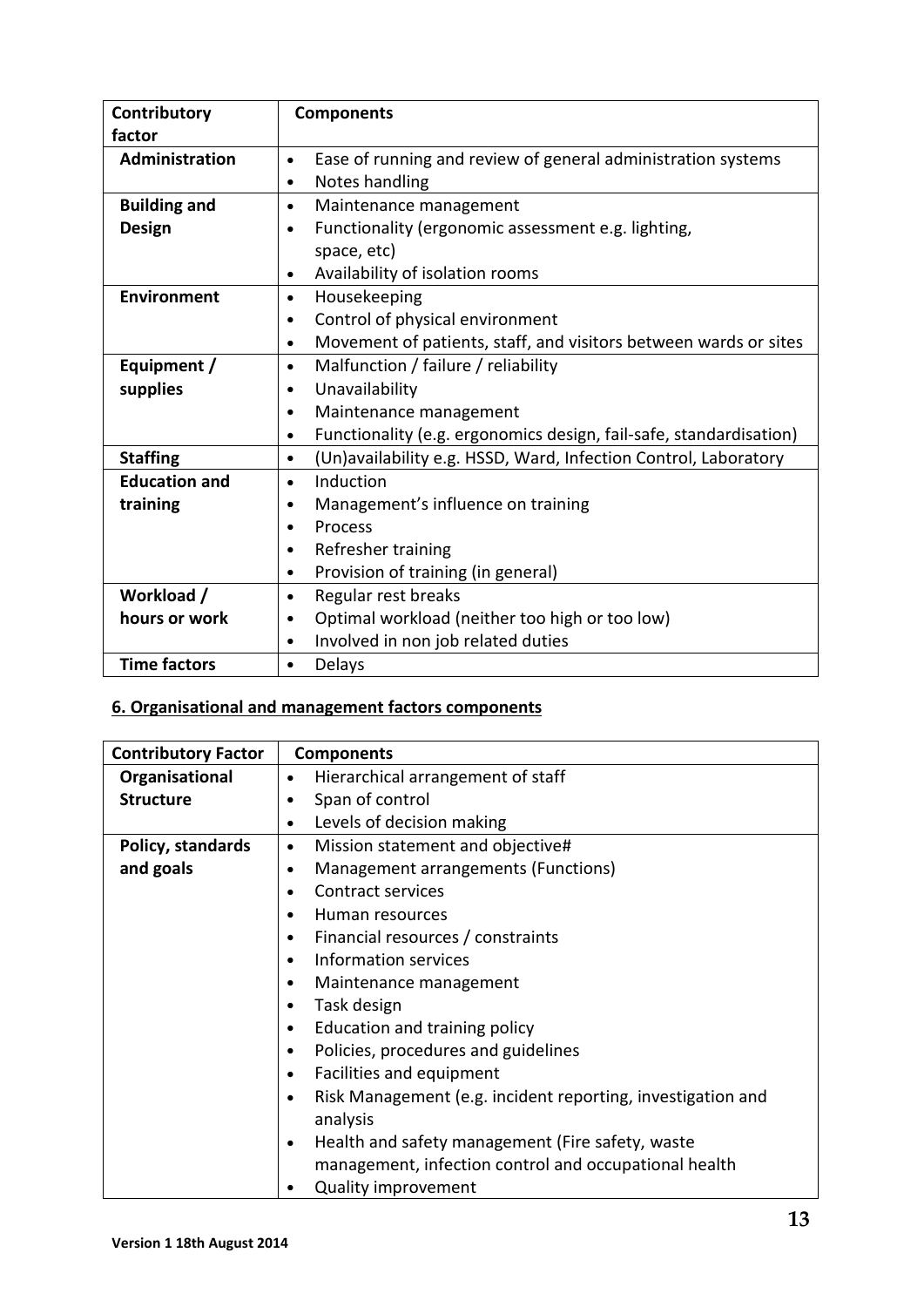| Contributory factor | Components |
|---|---|
| **Administration** | • Ease of running and review of general administration systems<br>• Notes handling |
| **Building and Design** | • Maintenance management<br>• Functionality (ergonomic assessment e.g. lighting, space, etc)<br>• Availability of isolation rooms |
| **Environment** | • Housekeeping<br>• Control of physical environment<br>• Movement of patients, staff, and visitors between wards or sites |
| **Equipment / supplies** | • Malfunction / failure / reliability<br>• Unavailability<br>• Maintenance management<br>• Functionality (e.g. ergonomics design, fail-safe, standardisation) |
| **Staffing** | • (Un)availability e.g. HSSD, Ward, Infection Control, Laboratory |
| **Education and training** | • Induction<br>• Management's influence on training<br>• Process<br>• Refresher training<br>• Provision of training (in general) |
| **Workload / hours or work** | • Regular rest breaks<br>• Optimal workload (neither too high or too low)<br>• Involved in non job related duties |
| **Time factors** | • Delays |

## 6. Organisational and management factors components

| Contributory Factor | Components |
|---|---|
| **Organisational Structure** | • Hierarchical arrangement of staff<br>• Span of control<br>• Levels of decision making |
| **Policy, standards and goals** | • Mission statement and objective#<br>• Management arrangements (Functions)<br>• Contract services<br>• Human resources<br>• Financial resources / constraints<br>• Information services<br>• Maintenance management<br>• Task design<br>• Education and training policy<br>• Policies, procedures and guidelines<br>• Facilities and equipment<br>• Risk Management (e.g. incident reporting, investigation and analysis<br>• Health and safety management (Fire safety, waste management, infection control and occupational health<br>• Quality improvement |

Version 1 18th August 2014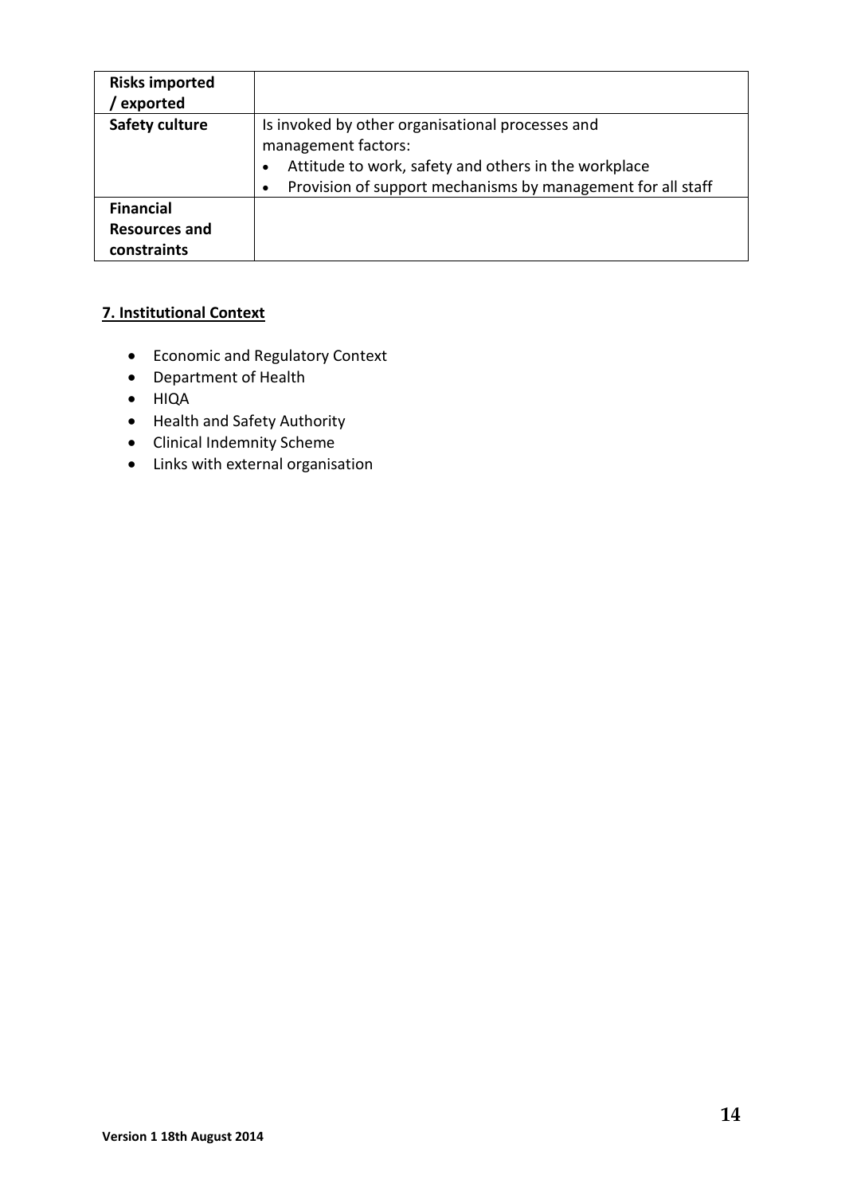| | |
|---|---|
| **Risks imported / exported** | |
| **Safety culture** | Is invoked by other organisational processes and management factors:<br>• Attitude to work, safety and others in the workplace<br>• Provision of support mechanisms by management for all staff |
| **Financial Resources and constraints** | |

**7. Institutional Context**

- Economic and Regulatory Context
- Department of Health
- HIQA
- Health and Safety Authority
- Clinical Indemnity Scheme
- Links with external organisation

**Version 1 18th August 2014**